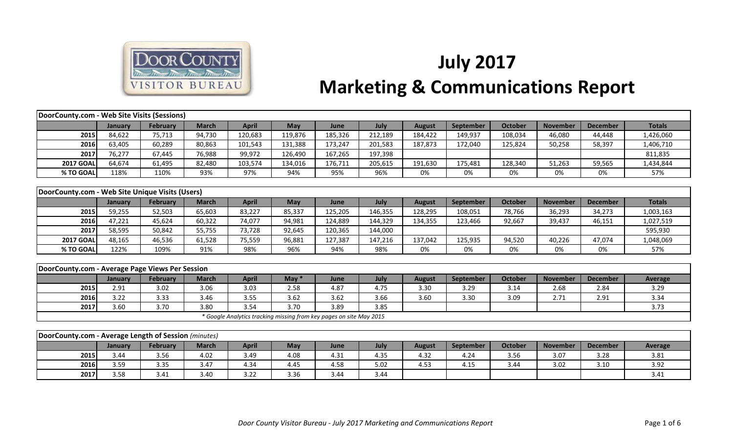# July 2017

# Marketing & Communications Report

| DoorCounty.com - Web Site Visits (Sessions) | | | | | | | | | | | | | |
|---|---|---|---|---|---|---|---|---|---|---|---|---|---|
| | January | February | March | April | May | June | July | August | September | October | November | December | Totals |
| 2015 | 84,622 | 75,713 | 94,730 | 120,683 | 119,876 | 185,326 | 212,189 | 184,422 | 149,937 | 108,034 | 46,080 | 44,448 | 1,426,060 |
| 2016 | 63,405 | 60,289 | 80,863 | 101,543 | 131,388 | 173,247 | 201,583 | 187,873 | 172,040 | 125,824 | 50,258 | 58,397 | 1,406,710 |
| 2017 | 76,277 | 67,445 | 76,988 | 99,972 | 126,490 | 167,265 | 197,398 | | | | | | 811,835 |
| 2017 GOAL | 64,674 | 61,495 | 82,480 | 103,574 | 134,016 | 176,711 | 205,615 | 191,630 | 175,481 | 128,340 | 51,263 | 59,565 | 1,434,844 |
| % TO GOAL | 118% | 110% | 93% | 97% | 94% | 95% | 96% | 0% | 0% | 0% | 0% | 0% | 57% |

| DoorCounty.com - Web Site Unique Visits (Users) | | | | | | | | | | | | | |
|---|---|---|---|---|---|---|---|---|---|---|---|---|---|
| | January | February | March | April | May | June | July | August | September | October | November | December | Totals |
| 2015 | 59,255 | 52,503 | 65,603 | 83,227 | 85,337 | 125,205 | 146,355 | 128,295 | 108,051 | 78,766 | 36,293 | 34,273 | 1,003,163 |
| 2016 | 47,221 | 45,624 | 60,322 | 74,077 | 94,981 | 124,889 | 144,329 | 134,355 | 123,466 | 92,667 | 39,437 | 46,151 | 1,027,519 |
| 2017 | 58,595 | 50,842 | 55,755 | 73,728 | 92,645 | 120,365 | 144,000 | | | | | | 595,930 |
| 2017 GOAL | 48,165 | 46,536 | 61,528 | 75,559 | 96,881 | 127,387 | 147,216 | 137,042 | 125,935 | 94,520 | 40,226 | 47,074 | 1,048,069 |
| % TO GOAL | 122% | 109% | 91% | 98% | 96% | 94% | 98% | 0% | 0% | 0% | 0% | 0% | 57% |

| DoorCounty.com - Average Page Views Per Session | | | | | | | | | | | | | |
|---|---|---|---|---|---|---|---|---|---|---|---|---|---|
| | January | February | March | April | May * | June | July | August | September | October | November | December | Average |
| 2015 | 2.91 | 3.02 | 3.06 | 3.03 | 2.58 | 4.87 | 4.75 | 3.30 | 3.29 | 3.14 | 2.68 | 2.84 | 3.29 |
| 2016 | 3.22 | 3.33 | 3.46 | 3.55 | 3.62 | 3.62 | 3.66 | 3.60 | 3.30 | 3.09 | 2.71 | 2.91 | 3.34 |
| 2017 | 3.60 | 3.70 | 3.80 | 3.54 | 3.70 | 3.89 | 3.85 | | | | | | 3.73 |

*\* Google Analytics tracking missing from key pages on site May 2015*

| DoorCounty.com - Average Length of Session *(minutes)* | | | | | | | | | | | | | |
|---|---|---|---|---|---|---|---|---|---|---|---|---|---|
| | January | February | March | April | May | June | July | August | September | October | November | December | Average |
| 2015 | 3.44 | 3.56 | 4.02 | 3.49 | 4.08 | 4.31 | 4.35 | 4.32 | 4.24 | 3.56 | 3.07 | 3.28 | 3.81 |
| 2016 | 3.59 | 3.35 | 3.47 | 4.34 | 4.45 | 4.58 | 5.02 | 4.53 | 4.15 | 3.44 | 3.02 | 3.10 | 3.92 |
| 2017 | 3.58 | 3.41 | 3.40 | 3.22 | 3.36 | 3.44 | 3.44 | | | | | | 3.41 |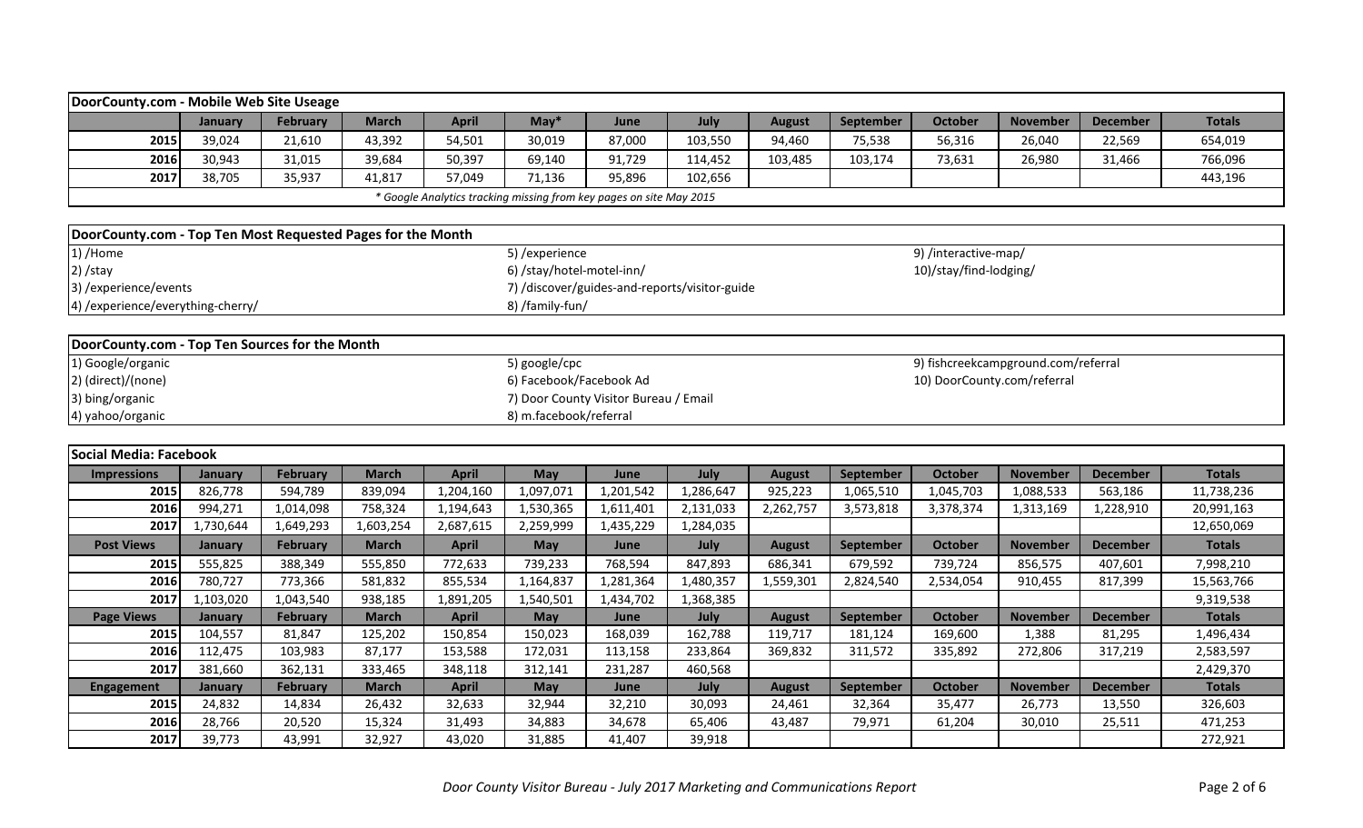## DoorCounty.com - Mobile Web Site Useage

| | January | February | March | April | May* | June | July | August | September | October | November | December | Totals |
|---|---|---|---|---|---|---|---|---|---|---|---|---|---|
| 2015 | 39,024 | 21,610 | 43,392 | 54,501 | 30,019 | 87,000 | 103,550 | 94,460 | 75,538 | 56,316 | 26,040 | 22,569 | 654,019 |
| 2016 | 30,943 | 31,015 | 39,684 | 50,397 | 69,140 | 91,729 | 114,452 | 103,485 | 103,174 | 73,631 | 26,980 | 31,466 | 766,096 |
| 2017 | 38,705 | 35,937 | 41,817 | 57,049 | 71,136 | 95,896 | 102,656 | | | | | | 443,196 |

*\* Google Analytics tracking missing from key pages on site May 2015*

## DoorCounty.com - Top Ten Most Requested Pages for the Month

1) /Home
2) /stay
3) /experience/events
4) /experience/everything-cherry/
5) /experience
6) /stay/hotel-motel-inn/
7) /discover/guides-and-reports/visitor-guide
8) /family-fun/
9) /interactive-map/
10)/stay/find-lodging/

## DoorCounty.com - Top Ten Sources for the Month

1) Google/organic
2) (direct)/(none)
3) bing/organic
4) yahoo/organic
5) google/cpc
6) Facebook/Facebook Ad
7) Door County Visitor Bureau / Email
8) m.facebook/referral
9) fishcreekcampground.com/referral
10) DoorCounty.com/referral

## Social Media: Facebook

| Impressions | January | February | March | April | May | June | July | August | September | October | November | December | Totals |
|---|---|---|---|---|---|---|---|---|---|---|---|---|---|
| 2015 | 826,778 | 594,789 | 839,094 | 1,204,160 | 1,097,071 | 1,201,542 | 1,286,647 | 925,223 | 1,065,510 | 1,045,703 | 1,088,533 | 563,186 | 11,738,236 |
| 2016 | 994,271 | 1,014,098 | 758,324 | 1,194,643 | 1,530,365 | 1,611,401 | 2,131,033 | 2,262,757 | 3,573,818 | 3,378,374 | 1,313,169 | 1,228,910 | 20,991,163 |
| 2017 | 1,730,644 | 1,649,293 | 1,603,254 | 2,687,615 | 2,259,999 | 1,435,229 | 1,284,035 | | | | | | 12,650,069 |
| **Post Views** | **January** | **February** | **March** | **April** | **May** | **June** | **July** | **August** | **September** | **October** | **November** | **December** | **Totals** |
| 2015 | 555,825 | 388,349 | 555,850 | 772,633 | 739,233 | 768,594 | 847,893 | 686,341 | 679,592 | 739,724 | 856,575 | 407,601 | 7,998,210 |
| 2016 | 780,727 | 773,366 | 581,832 | 855,534 | 1,164,837 | 1,281,364 | 1,480,357 | 1,559,301 | 2,824,540 | 2,534,054 | 910,455 | 817,399 | 15,563,766 |
| 2017 | 1,103,020 | 1,043,540 | 938,185 | 1,891,205 | 1,540,501 | 1,434,702 | 1,368,385 | | | | | | 9,319,538 |
| **Page Views** | **January** | **February** | **March** | **April** | **May** | **June** | **July** | **August** | **September** | **October** | **November** | **December** | **Totals** |
| 2015 | 104,557 | 81,847 | 125,202 | 150,854 | 150,023 | 168,039 | 162,788 | 119,717 | 181,124 | 169,600 | 1,388 | 81,295 | 1,496,434 |
| 2016 | 112,475 | 103,983 | 87,177 | 153,588 | 172,031 | 113,158 | 233,864 | 369,832 | 311,572 | 335,892 | 272,806 | 317,219 | 2,583,597 |
| 2017 | 381,660 | 362,131 | 333,465 | 348,118 | 312,141 | 231,287 | 460,568 | | | | | | 2,429,370 |
| **Engagement** | **January** | **February** | **March** | **April** | **May** | **June** | **July** | **August** | **September** | **October** | **November** | **December** | **Totals** |
| 2015 | 24,832 | 14,834 | 26,432 | 32,633 | 32,944 | 32,210 | 30,093 | 24,461 | 32,364 | 35,477 | 26,773 | 13,550 | 326,603 |
| 2016 | 28,766 | 20,520 | 15,324 | 31,493 | 34,883 | 34,678 | 65,406 | 43,487 | 79,971 | 61,204 | 30,010 | 25,511 | 471,253 |
| 2017 | 39,773 | 43,991 | 32,927 | 43,020 | 31,885 | 41,407 | 39,918 | | | | | | 272,921 |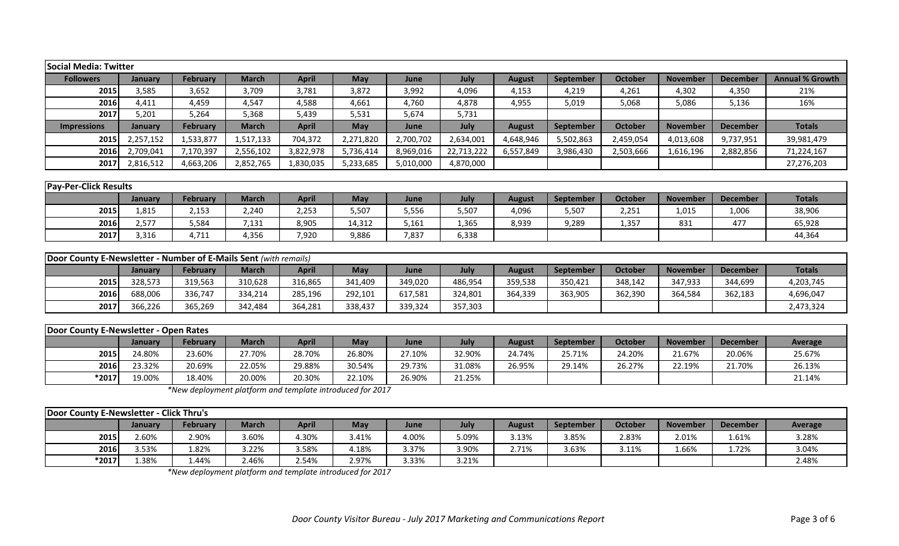## Social Media: Twitter

| Followers | January | February | March | April | May | June | July | August | September | October | November | December | Annual % Growth |
|---|---|---|---|---|---|---|---|---|---|---|---|---|---|
| 2015 | 3,585 | 3,652 | 3,709 | 3,781 | 3,872 | 3,992 | 4,096 | 4,153 | 4,219 | 4,261 | 4,302 | 4,350 | 21% |
| 2016 | 4,411 | 4,459 | 4,547 | 4,588 | 4,661 | 4,760 | 4,878 | 4,955 | 5,019 | 5,068 | 5,086 | 5,136 | 16% |
| 2017 | 5,201 | 5,264 | 5,368 | 5,439 | 5,531 | 5,674 | 5,731 | | | | | | |
| **Impressions** | **January** | **February** | **March** | **April** | **May** | **June** | **July** | **August** | **September** | **October** | **November** | **December** | **Totals** |
| 2015 | 2,257,152 | 1,533,877 | 1,517,133 | 704,372 | 2,271,820 | 2,700,702 | 2,634,001 | 4,648,946 | 5,502,863 | 2,459,054 | 4,013,608 | 9,737,951 | 39,981,479 |
| 2016 | 2,709,041 | 7,170,397 | 2,556,102 | 3,822,978 | 5,736,414 | 8,969,016 | 22,713,222 | 6,557,849 | 3,986,430 | 2,503,666 | 1,616,196 | 2,882,856 | 71,224,167 |
| 2017 | 2,816,512 | 4,663,206 | 2,852,765 | 1,830,035 | 5,233,685 | 5,010,000 | 4,870,000 | | | | | | 27,276,203 |

## Pay-Per-Click Results

| | January | February | March | April | May | June | July | August | September | October | November | December | Totals |
|---|---|---|---|---|---|---|---|---|---|---|---|---|---|
| 2015 | 1,815 | 2,153 | 2,240 | 2,253 | 5,507 | 5,556 | 5,507 | 4,096 | 5,507 | 2,251 | 1,015 | 1,006 | 38,906 |
| 2016 | 2,577 | 5,584 | 7,131 | 8,905 | 14,312 | 5,161 | 1,365 | 8,939 | 9,289 | 1,357 | 831 | 477 | 65,928 |
| 2017 | 3,316 | 4,711 | 4,356 | 7,920 | 9,886 | 7,837 | 6,338 | | | | | | 44,364 |

## Door County E-Newsletter - Number of E-Mails Sent *(with remails)*

| | January | February | March | April | May | June | July | August | September | October | November | December | Totals |
|---|---|---|---|---|---|---|---|---|---|---|---|---|---|
| 2015 | 328,573 | 319,563 | 310,628 | 316,865 | 341,409 | 349,020 | 486,954 | 359,538 | 350,421 | 348,142 | 347,933 | 344,699 | 4,203,745 |
| 2016 | 688,006 | 336,747 | 334,214 | 285,196 | 292,101 | 617,581 | 324,801 | 364,339 | 363,905 | 362,390 | 364,584 | 362,183 | 4,696,047 |
| 2017 | 366,226 | 365,269 | 342,484 | 364,281 | 338,437 | 339,324 | 357,303 | | | | | | 2,473,324 |

## Door County E-Newsletter - Open Rates

| | January | February | March | April | May | June | July | August | September | October | November | December | Average |
|---|---|---|---|---|---|---|---|---|---|---|---|---|---|
| 2015 | 24.80% | 23.60% | 27.70% | 28.70% | 26.80% | 27.10% | 32.90% | 24.74% | 25.71% | 24.20% | 21.67% | 20.06% | 25.67% |
| 2016 | 23.32% | 20.69% | 22.05% | 29.88% | 30.54% | 29.73% | 31.08% | 26.95% | 29.14% | 26.27% | 22.19% | 21.70% | 26.13% |
| *2017 | 19.00% | 18.40% | 20.00% | 20.30% | 22.10% | 26.90% | 21.25% | | | | | | 21.14% |

*\*New deployment platform and template introduced for 2017*

## Door County E-Newsletter - Click Thru's

| | January | February | March | April | May | June | July | August | September | October | November | December | Average |
|---|---|---|---|---|---|---|---|---|---|---|---|---|---|
| 2015 | 2.60% | 2.90% | 3.60% | 4.30% | 3.41% | 4.00% | 5.09% | 3.13% | 3.85% | 2.83% | 2.01% | 1.61% | 3.28% |
| 2016 | 3.53% | 1.82% | 3.22% | 3.58% | 4.18% | 3.37% | 3.90% | 2.71% | 3.63% | 3.11% | 1.66% | 1.72% | 3.04% |
| *2017 | 1.38% | 1.44% | 2.46% | 2.54% | 2.97% | 3.33% | 3.21% | | | | | | 2.48% |

*\*New deployment platform and template introduced for 2017*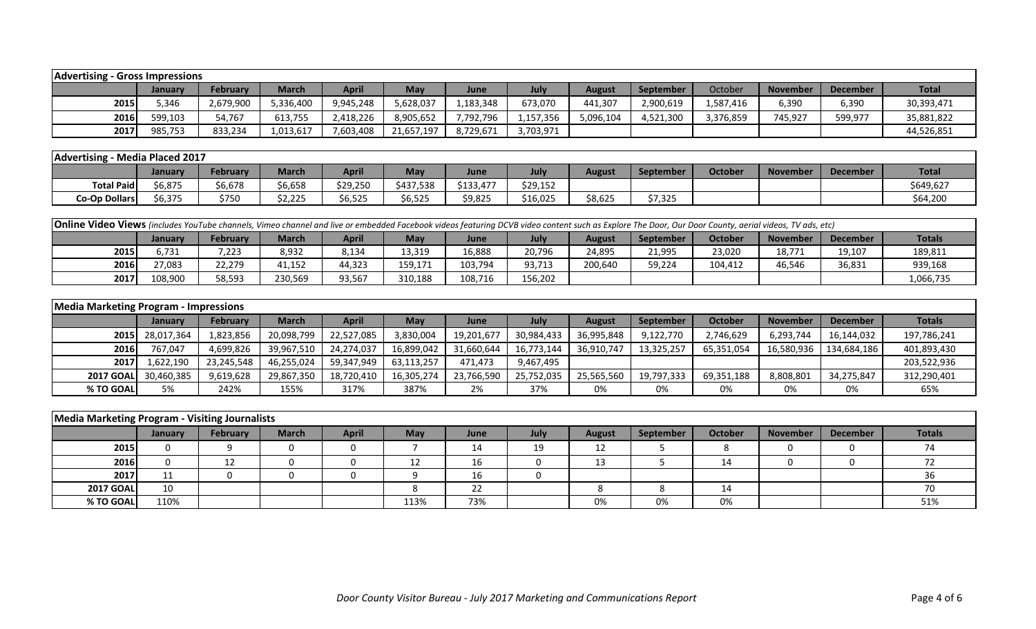| Advertising - Gross Impressions | | | | | | | | | | | | | |
|---|---|---|---|---|---|---|---|---|---|---|---|---|---|
| | January | February | March | April | May | June | July | August | September | October | November | December | Total |
| 2015 | 5,346 | 2,679,900 | 5,336,400 | 9,945,248 | 5,628,037 | 1,183,348 | 673,070 | 441,307 | 2,900,619 | 1,587,416 | 6,390 | 6,390 | 30,393,471 |
| 2016 | 599,103 | 54,767 | 613,755 | 2,418,226 | 8,905,652 | 7,792,796 | 1,157,356 | 5,096,104 | 4,521,300 | 3,376,859 | 745,927 | 599,977 | 35,881,822 |
| 2017 | 985,753 | 833,234 | 1,013,617 | 7,603,408 | 21,657,197 | 8,729,671 | 3,703,971 | | | | | | 44,526,851 |

| Advertising - Media Placed 2017 | | | | | | | | | | | | | |
|---|---|---|---|---|---|---|---|---|---|---|---|---|---|
| | January | February | March | April | May | June | July | August | September | October | November | December | Total |
| Total Paid | $6,875 | $6,678 | $6,658 | $29,250 | $437,538 | $133,477 | $29,152 | | | | | | $649,627 |
| Co-Op Dollars | $6,375 | $750 | $2,225 | $6,525 | $6,525 | $9,825 | $16,025 | $8,625 | $7,325 | | | | $64,200 |

| **Online Video Views** *(includes YouTube channels, Vimeo channel and live or embedded Facebook videos featuring DCVB video content such as Explore The Door, Our Door County, aerial videos, TV ads, etc)* | | | | | | | | | | | | | |
|---|---|---|---|---|---|---|---|---|---|---|---|---|---|
| | January | February | March | April | May | June | July | August | September | October | November | December | Totals |
| 2015 | 6,731 | 7,223 | 8,932 | 8,134 | 13,319 | 16,888 | 20,796 | 24,895 | 21,995 | 23,020 | 18,771 | 19,107 | 189,811 |
| 2016 | 27,083 | 22,279 | 41,152 | 44,323 | 159,171 | 103,794 | 93,713 | 200,640 | 59,224 | 104,412 | 46,546 | 36,831 | 939,168 |
| 2017 | 108,900 | 58,593 | 230,569 | 93,567 | 310,188 | 108,716 | 156,202 | | | | | | 1,066,735 |

| Media Marketing Program - Impressions | | | | | | | | | | | | | |
|---|---|---|---|---|---|---|---|---|---|---|---|---|---|
| | January | February | March | April | May | June | July | August | September | October | November | December | Totals |
| 2015 | 28,017,364 | 1,823,856 | 20,098,799 | 22,527,085 | 3,830,004 | 19,201,677 | 30,984,433 | 36,995,848 | 9,122,770 | 2,746,629 | 6,293,744 | 16,144,032 | 197,786,241 |
| 2016 | 767,047 | 4,699,826 | 39,967,510 | 24,274,037 | 16,899,042 | 31,660,644 | 16,773,144 | 36,910,747 | 13,325,257 | 65,351,054 | 16,580,936 | 134,684,186 | 401,893,430 |
| 2017 | 1,622,190 | 23,245,548 | 46,255,024 | 59,347,949 | 63,113,257 | 471,473 | 9,467,495 | | | | | | 203,522,936 |
| 2017 GOAL | 30,460,385 | 9,619,628 | 29,867,350 | 18,720,410 | 16,305,274 | 23,766,590 | 25,752,035 | 25,565,560 | 19,797,333 | 69,351,188 | 8,808,801 | 34,275,847 | 312,290,401 |
| % TO GOAL | 5% | 242% | 155% | 317% | 387% | 2% | 37% | 0% | 0% | 0% | 0% | 0% | 65% |

| Media Marketing Program - Visiting Journalists | | | | | | | | | | | | | |
|---|---|---|---|---|---|---|---|---|---|---|---|---|---|
| | January | February | March | April | May | June | July | August | September | October | November | December | Totals |
| 2015 | 0 | 9 | 0 | 0 | 7 | 14 | 19 | 12 | 5 | 8 | 0 | 0 | 74 |
| 2016 | 0 | 12 | 0 | 0 | 12 | 16 | 0 | 13 | 5 | 14 | 0 | 0 | 72 |
| 2017 | 11 | 0 | 0 | 0 | 9 | 16 | 0 | | | | | | 36 |
| 2017 GOAL | 10 | | | | 8 | 22 | | 8 | 8 | 14 | | | 70 |
| % TO GOAL | 110% | | | | 113% | 73% | | 0% | 0% | 0% | | | 51% |

*Door County Visitor Bureau - July 2017 Marketing and Communications Report*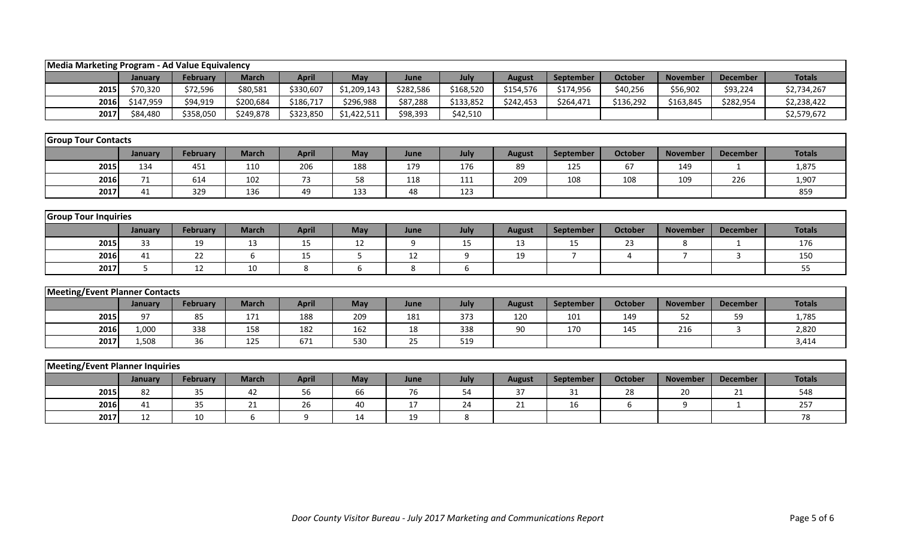| Media Marketing Program - Ad Value Equivalency | | | | | | | | | | | | | |
|---|---|---|---|---|---|---|---|---|---|---|---|---|---|
| | January | February | March | April | May | June | July | August | September | October | November | December | Totals |
| 2015 | $70,320 | $72,596 | $80,581 | $330,607 | $1,209,143 | $282,586 | $168,520 | $154,576 | $174,956 | $40,256 | $56,902 | $93,224 | $2,734,267 |
| 2016 | $147,959 | $94,919 | $200,684 | $186,717 | $296,988 | $87,288 | $133,852 | $242,453 | $264,471 | $136,292 | $163,845 | $282,954 | $2,238,422 |
| 2017 | $84,480 | $358,050 | $249,878 | $323,850 | $1,422,511 | $98,393 | $42,510 | | | | | | $2,579,672 |

| Group Tour Contacts | | | | | | | | | | | | | |
|---|---|---|---|---|---|---|---|---|---|---|---|---|---|
| | January | February | March | April | May | June | July | August | September | October | November | December | Totals |
| 2015 | 134 | 451 | 110 | 206 | 188 | 179 | 176 | 89 | 125 | 67 | 149 | 1 | 1,875 |
| 2016 | 71 | 614 | 102 | 73 | 58 | 118 | 111 | 209 | 108 | 108 | 109 | 226 | 1,907 |
| 2017 | 41 | 329 | 136 | 49 | 133 | 48 | 123 | | | | | | 859 |

| Group Tour Inquiries | | | | | | | | | | | | | |
|---|---|---|---|---|---|---|---|---|---|---|---|---|---|
| | January | February | March | April | May | June | July | August | September | October | November | December | Totals |
| 2015 | 33 | 19 | 13 | 15 | 12 | 9 | 15 | 13 | 15 | 23 | 8 | 1 | 176 |
| 2016 | 41 | 22 | 6 | 15 | 5 | 12 | 9 | 19 | 7 | 4 | 7 | 3 | 150 |
| 2017 | 5 | 12 | 10 | 8 | 6 | 8 | 6 | | | | | | 55 |

| Meeting/Event Planner Contacts | | | | | | | | | | | | | |
|---|---|---|---|---|---|---|---|---|---|---|---|---|---|
| | January | February | March | April | May | June | July | August | September | October | November | December | Totals |
| 2015 | 97 | 85 | 171 | 188 | 209 | 181 | 373 | 120 | 101 | 149 | 52 | 59 | 1,785 |
| 2016 | 1,000 | 338 | 158 | 182 | 162 | 18 | 338 | 90 | 170 | 145 | 216 | 3 | 2,820 |
| 2017 | 1,508 | 36 | 125 | 671 | 530 | 25 | 519 | | | | | | 3,414 |

| Meeting/Event Planner Inquiries | | | | | | | | | | | | | |
|---|---|---|---|---|---|---|---|---|---|---|---|---|---|
| | January | February | March | April | May | June | July | August | September | October | November | December | Totals |
| 2015 | 82 | 35 | 42 | 56 | 66 | 76 | 54 | 37 | 31 | 28 | 20 | 21 | 548 |
| 2016 | 41 | 35 | 21 | 26 | 40 | 17 | 24 | 21 | 16 | 6 | 9 | 1 | 257 |
| 2017 | 12 | 10 | 6 | 9 | 14 | 19 | 8 | | | | | | 78 |

*Door County Visitor Bureau - July 2017 Marketing and Communications Report*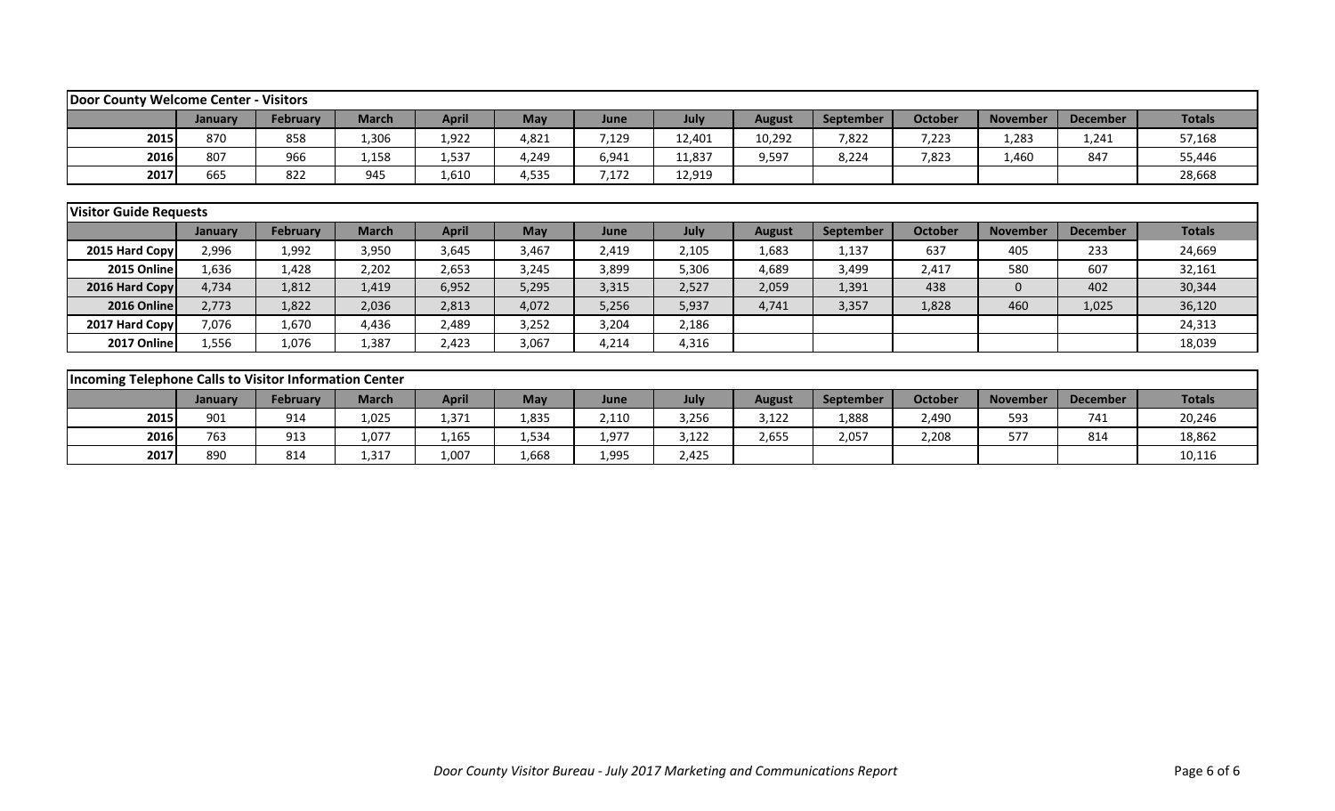| Door County Welcome Center - Visitors | | | | | | | | | | | | | |
|---|---|---|---|---|---|---|---|---|---|---|---|---|---|
| | January | February | March | April | May | June | July | August | September | October | November | December | Totals |
| 2015 | 870 | 858 | 1,306 | 1,922 | 4,821 | 7,129 | 12,401 | 10,292 | 7,822 | 7,223 | 1,283 | 1,241 | 57,168 |
| 2016 | 807 | 966 | 1,158 | 1,537 | 4,249 | 6,941 | 11,837 | 9,597 | 8,224 | 7,823 | 1,460 | 847 | 55,446 |
| 2017 | 665 | 822 | 945 | 1,610 | 4,535 | 7,172 | 12,919 | | | | | | 28,668 |

| Visitor Guide Requests | | | | | | | | | | | | | |
|---|---|---|---|---|---|---|---|---|---|---|---|---|---|
| | January | February | March | April | May | June | July | August | September | October | November | December | Totals |
| 2015 Hard Copy | 2,996 | 1,992 | 3,950 | 3,645 | 3,467 | 2,419 | 2,105 | 1,683 | 1,137 | 637 | 405 | 233 | 24,669 |
| 2015 Online | 1,636 | 1,428 | 2,202 | 2,653 | 3,245 | 3,899 | 5,306 | 4,689 | 3,499 | 2,417 | 580 | 607 | 32,161 |
| 2016 Hard Copy | 4,734 | 1,812 | 1,419 | 6,952 | 5,295 | 3,315 | 2,527 | 2,059 | 1,391 | 438 | 0 | 402 | 30,344 |
| 2016 Online | 2,773 | 1,822 | 2,036 | 2,813 | 4,072 | 5,256 | 5,937 | 4,741 | 3,357 | 1,828 | 460 | 1,025 | 36,120 |
| 2017 Hard Copy | 7,076 | 1,670 | 4,436 | 2,489 | 3,252 | 3,204 | 2,186 | | | | | | 24,313 |
| 2017 Online | 1,556 | 1,076 | 1,387 | 2,423 | 3,067 | 4,214 | 4,316 | | | | | | 18,039 |

| Incoming Telephone Calls to Visitor Information Center | | | | | | | | | | | | | |
|---|---|---|---|---|---|---|---|---|---|---|---|---|---|
| | January | February | March | April | May | June | July | August | September | October | November | December | Totals |
| 2015 | 901 | 914 | 1,025 | 1,371 | 1,835 | 2,110 | 3,256 | 3,122 | 1,888 | 2,490 | 593 | 741 | 20,246 |
| 2016 | 763 | 913 | 1,077 | 1,165 | 1,534 | 1,977 | 3,122 | 2,655 | 2,057 | 2,208 | 577 | 814 | 18,862 |
| 2017 | 890 | 814 | 1,317 | 1,007 | 1,668 | 1,995 | 2,425 | | | | | | 10,116 |